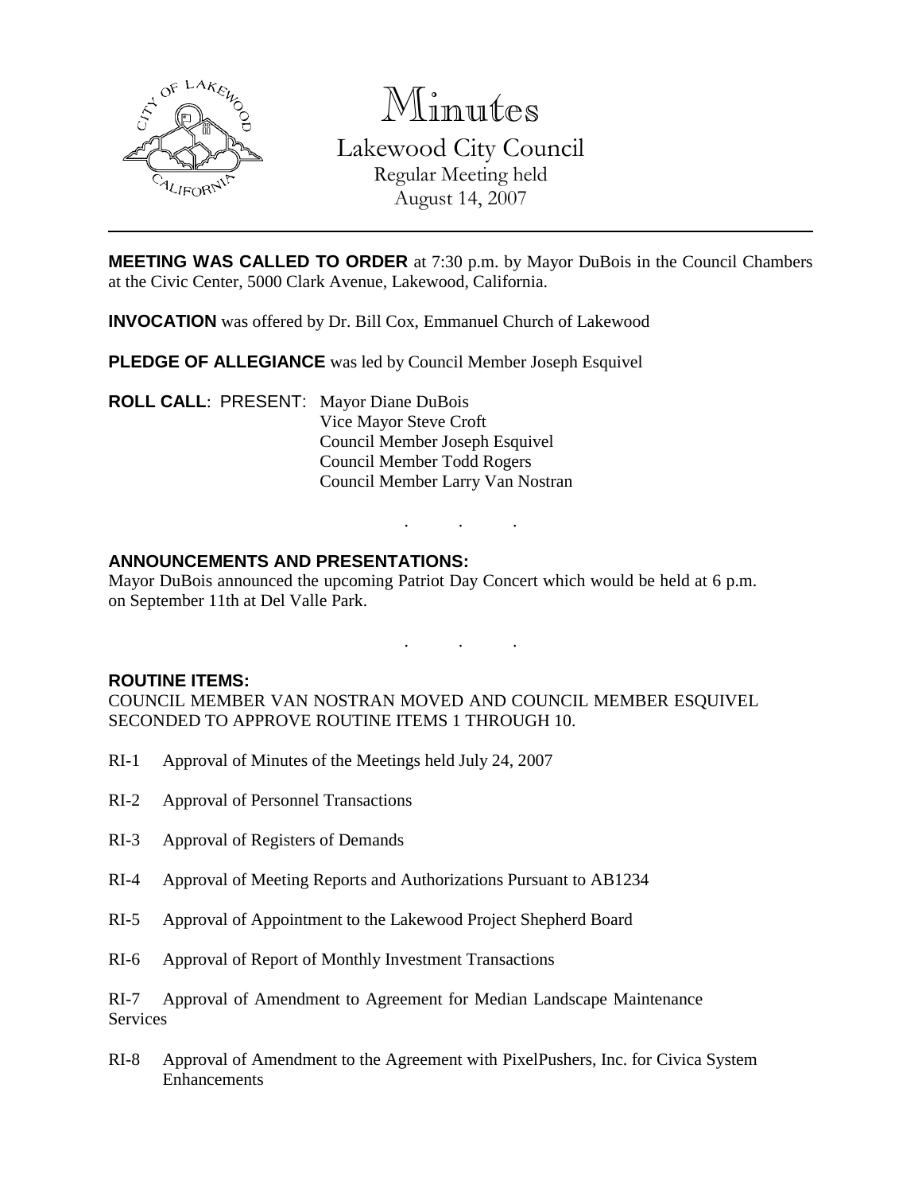# Minutes

## Lakewood City Council

Regular Meeting held
August 14, 2007

**MEETING WAS CALLED TO ORDER** at 7:30 p.m. by Mayor DuBois in the Council Chambers at the Civic Center, 5000 Clark Avenue, Lakewood, California.

**INVOCATION** was offered by Dr. Bill Cox, Emmanuel Church of Lakewood

**PLEDGE OF ALLEGIANCE** was led by Council Member Joseph Esquivel

**ROLL CALL**: PRESENT: Mayor Diane DuBois
Vice Mayor Steve Croft
Council Member Joseph Esquivel
Council Member Todd Rogers
Council Member Larry Van Nostran

. . .

**ANNOUNCEMENTS AND PRESENTATIONS:**

Mayor DuBois announced the upcoming Patriot Day Concert which would be held at 6 p.m. on September 11th at Del Valle Park.

. . .

**ROUTINE ITEMS:**

COUNCIL MEMBER VAN NOSTRAN MOVED AND COUNCIL MEMBER ESQUIVEL SECONDED TO APPROVE ROUTINE ITEMS 1 THROUGH 10.

RI-1 Approval of Minutes of the Meetings held July 24, 2007

RI-2 Approval of Personnel Transactions

RI-3 Approval of Registers of Demands

RI-4 Approval of Meeting Reports and Authorizations Pursuant to AB1234

RI-5 Approval of Appointment to the Lakewood Project Shepherd Board

RI-6 Approval of Report of Monthly Investment Transactions

RI-7 Approval of Amendment to Agreement for Median Landscape Maintenance Services

RI-8 Approval of Amendment to the Agreement with PixelPushers, Inc. for Civica System Enhancements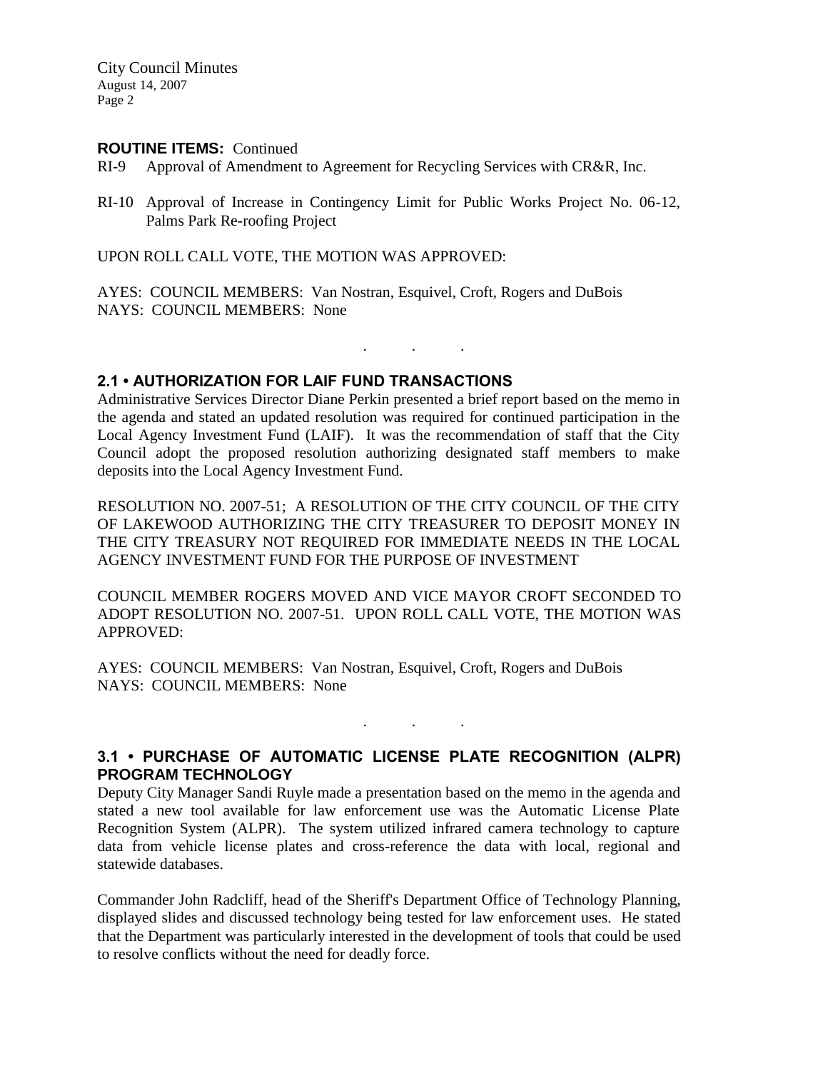**ROUTINE ITEMS:** Continued

RI-9 Approval of Amendment to Agreement for Recycling Services with CR&R, Inc.

RI-10 Approval of Increase in Contingency Limit for Public Works Project No. 06-12, Palms Park Re-roofing Project

UPON ROLL CALL VOTE, THE MOTION WAS APPROVED:

AYES: COUNCIL MEMBERS: Van Nostran, Esquivel, Croft, Rogers and DuBois
NAYS: COUNCIL MEMBERS: None

. . .

## 2.1 • AUTHORIZATION FOR LAIF FUND TRANSACTIONS

Administrative Services Director Diane Perkin presented a brief report based on the memo in the agenda and stated an updated resolution was required for continued participation in the Local Agency Investment Fund (LAIF). It was the recommendation of staff that the City Council adopt the proposed resolution authorizing designated staff members to make deposits into the Local Agency Investment Fund.

RESOLUTION NO. 2007-51; A RESOLUTION OF THE CITY COUNCIL OF THE CITY OF LAKEWOOD AUTHORIZING THE CITY TREASURER TO DEPOSIT MONEY IN THE CITY TREASURY NOT REQUIRED FOR IMMEDIATE NEEDS IN THE LOCAL AGENCY INVESTMENT FUND FOR THE PURPOSE OF INVESTMENT

COUNCIL MEMBER ROGERS MOVED AND VICE MAYOR CROFT SECONDED TO ADOPT RESOLUTION NO. 2007-51. UPON ROLL CALL VOTE, THE MOTION WAS APPROVED:

AYES: COUNCIL MEMBERS: Van Nostran, Esquivel, Croft, Rogers and DuBois
NAYS: COUNCIL MEMBERS: None

. . .

## 3.1 • PURCHASE OF AUTOMATIC LICENSE PLATE RECOGNITION (ALPR) PROGRAM TECHNOLOGY

Deputy City Manager Sandi Ruyle made a presentation based on the memo in the agenda and stated a new tool available for law enforcement use was the Automatic License Plate Recognition System (ALPR). The system utilized infrared camera technology to capture data from vehicle license plates and cross-reference the data with local, regional and statewide databases.

Commander John Radcliff, head of the Sheriff's Department Office of Technology Planning, displayed slides and discussed technology being tested for law enforcement uses. He stated that the Department was particularly interested in the development of tools that could be used to resolve conflicts without the need for deadly force.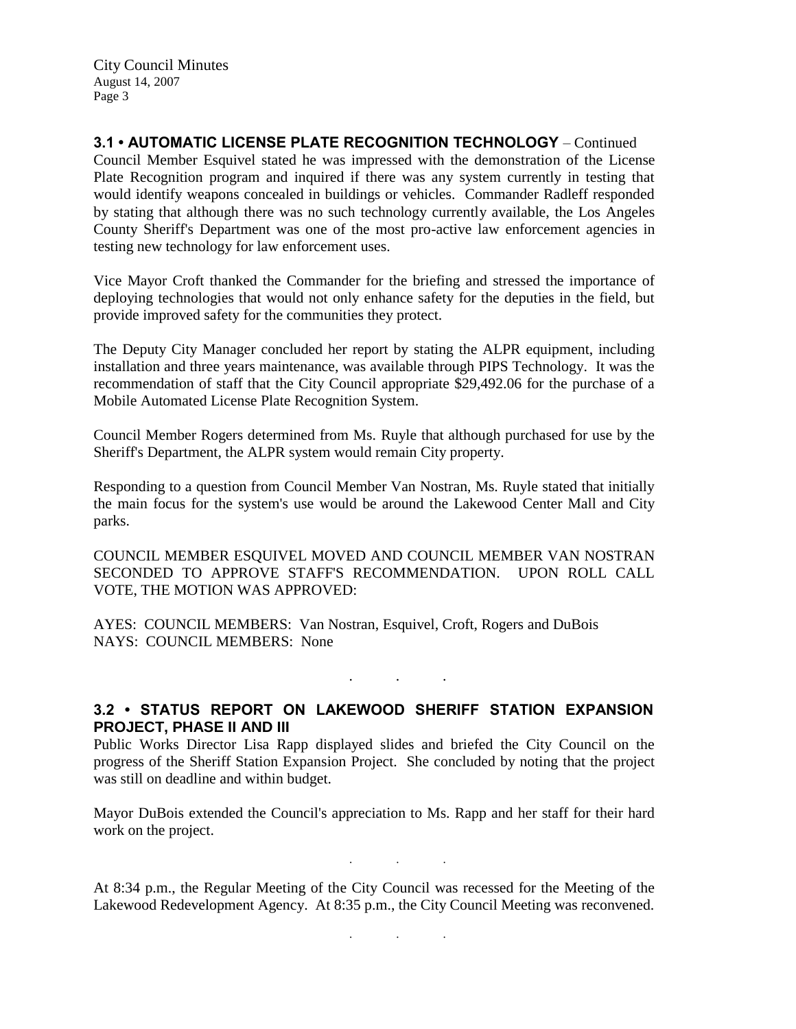### 3.1 • AUTOMATIC LICENSE PLATE RECOGNITION TECHNOLOGY – Continued

Council Member Esquivel stated he was impressed with the demonstration of the License Plate Recognition program and inquired if there was any system currently in testing that would identify weapons concealed in buildings or vehicles. Commander Radleff responded by stating that although there was no such technology currently available, the Los Angeles County Sheriff's Department was one of the most pro-active law enforcement agencies in testing new technology for law enforcement uses.

Vice Mayor Croft thanked the Commander for the briefing and stressed the importance of deploying technologies that would not only enhance safety for the deputies in the field, but provide improved safety for the communities they protect.

The Deputy City Manager concluded her report by stating the ALPR equipment, including installation and three years maintenance, was available through PIPS Technology. It was the recommendation of staff that the City Council appropriate $29,492.06 for the purchase of a Mobile Automated License Plate Recognition System.

Council Member Rogers determined from Ms. Ruyle that although purchased for use by the Sheriff's Department, the ALPR system would remain City property.

Responding to a question from Council Member Van Nostran, Ms. Ruyle stated that initially the main focus for the system's use would be around the Lakewood Center Mall and City parks.

COUNCIL MEMBER ESQUIVEL MOVED AND COUNCIL MEMBER VAN NOSTRAN SECONDED TO APPROVE STAFF'S RECOMMENDATION. UPON ROLL CALL VOTE, THE MOTION WAS APPROVED:

AYES: COUNCIL MEMBERS: Van Nostran, Esquivel, Croft, Rogers and DuBois
NAYS: COUNCIL MEMBERS: None

. . .

### 3.2 • STATUS REPORT ON LAKEWOOD SHERIFF STATION EXPANSION PROJECT, PHASE II AND III

Public Works Director Lisa Rapp displayed slides and briefed the City Council on the progress of the Sheriff Station Expansion Project. She concluded by noting that the project was still on deadline and within budget.

Mayor DuBois extended the Council's appreciation to Ms. Rapp and her staff for their hard work on the project.

. . .

At 8:34 p.m., the Regular Meeting of the City Council was recessed for the Meeting of the Lakewood Redevelopment Agency. At 8:35 p.m., the City Council Meeting was reconvened.

. . .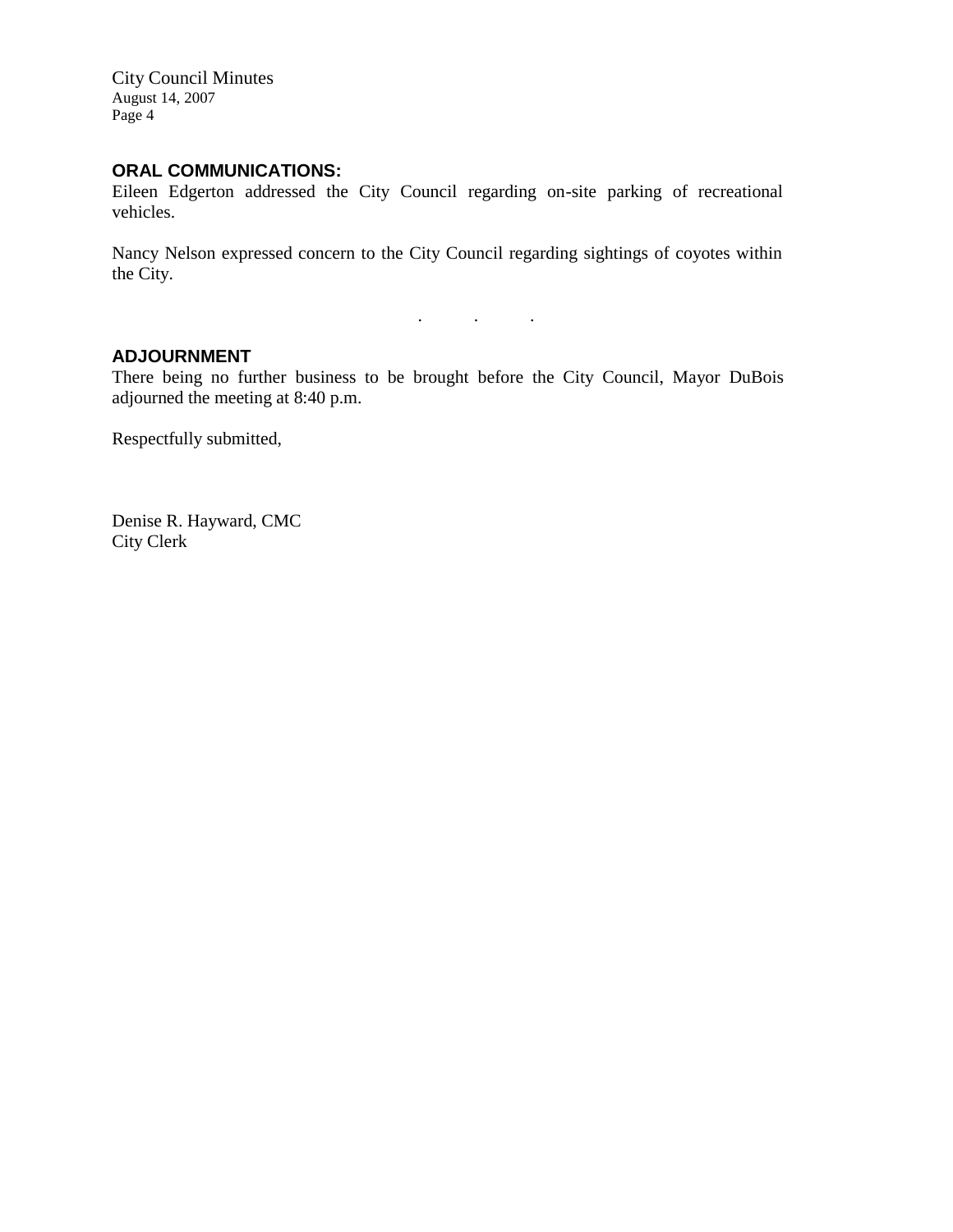## ORAL COMMUNICATIONS:

Eileen Edgerton addressed the City Council regarding on-site parking of recreational vehicles.

Nancy Nelson expressed concern to the City Council regarding sightings of coyotes within the City.

. . .

## ADJOURNMENT

There being no further business to be brought before the City Council, Mayor DuBois adjourned the meeting at 8:40 p.m.

Respectfully submitted,

Denise R. Hayward, CMC
City Clerk